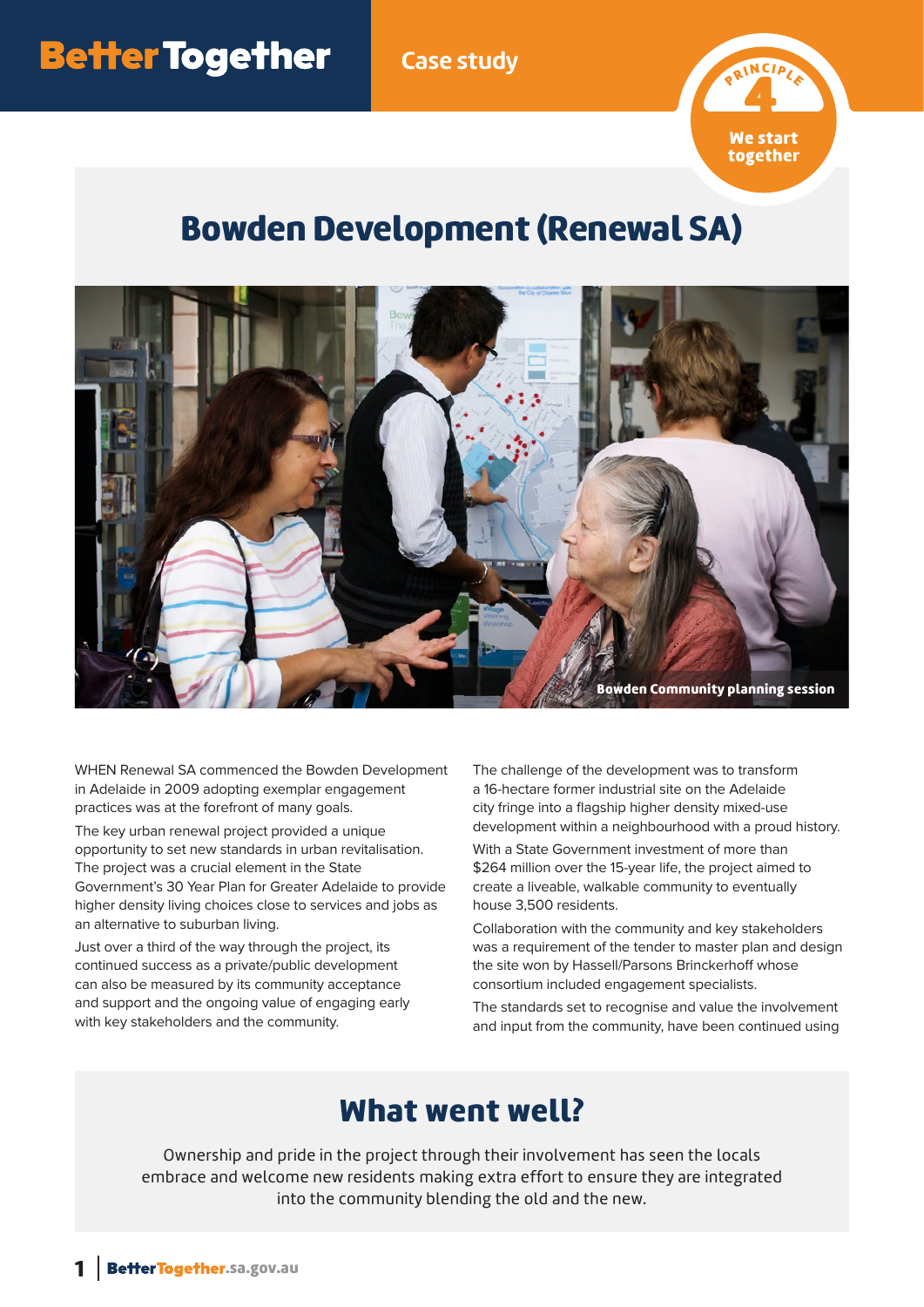Better Together

Case study

PRINCIPLE 4

We start together

# Bowden Development (Renewal SA)

Bowden Community planning session

WHEN Renewal SA commenced the Bowden Development in Adelaide in 2009 adopting exemplar engagement practices was at the forefront of many goals.

The key urban renewal project provided a unique opportunity to set new standards in urban revitalisation. The project was a crucial element in the State Government's 30 Year Plan for Greater Adelaide to provide higher density living choices close to services and jobs as an alternative to suburban living.

Just over a third of the way through the project, its continued success as a private/public development can also be measured by its community acceptance and support and the ongoing value of engaging early with key stakeholders and the community.

The challenge of the development was to transform a 16-hectare former industrial site on the Adelaide city fringe into a flagship higher density mixed-use development within a neighbourhood with a proud history.

With a State Government investment of more than $264 million over the 15-year life, the project aimed to create a liveable, walkable community to eventually house 3,500 residents.

Collaboration with the community and key stakeholders was a requirement of the tender to master plan and design the site won by Hassell/Parsons Brinckerhoff whose consortium included engagement specialists.

The standards set to recognise and value the involvement and input from the community, have been continued using

## What went well?

Ownership and pride in the project through their involvement has seen the locals embrace and welcome new residents making extra effort to ensure they are integrated into the community blending the old and the new.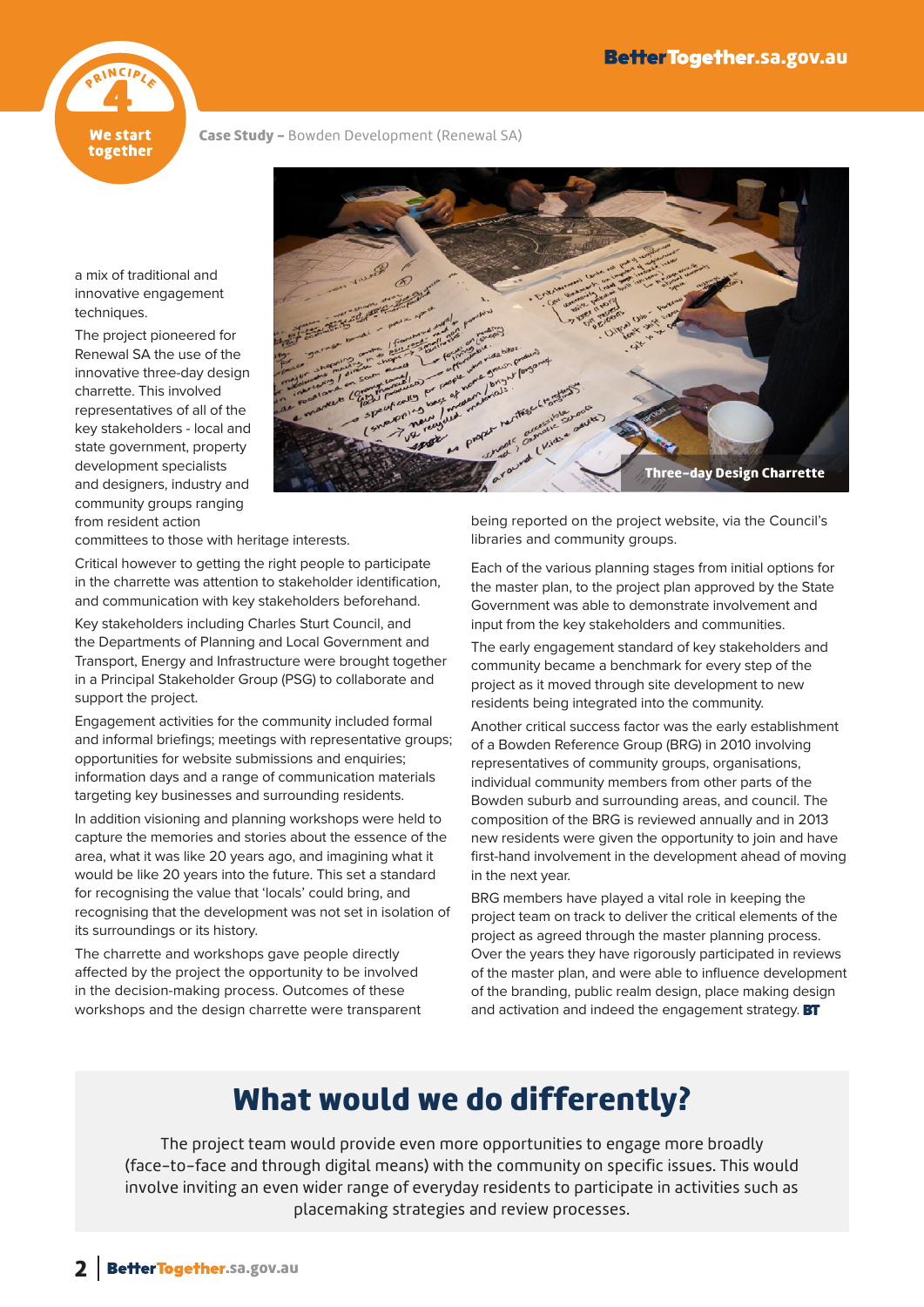Case Study – Bowden Development (Renewal SA)

a mix of traditional and innovative engagement techniques.

The project pioneered for Renewal SA the use of the innovative three-day design charrette. This involved representatives of all of the key stakeholders - local and state government, property development specialists and designers, industry and community groups ranging from resident action committees to those with heritage interests.

Three-day Design Charrette

Critical however to getting the right people to participate in the charrette was attention to stakeholder identification, and communication with key stakeholders beforehand.

Key stakeholders including Charles Sturt Council, and the Departments of Planning and Local Government and Transport, Energy and Infrastructure were brought together in a Principal Stakeholder Group (PSG) to collaborate and support the project.

Engagement activities for the community included formal and informal briefings; meetings with representative groups; opportunities for website submissions and enquiries; information days and a range of communication materials targeting key businesses and surrounding residents.

In addition visioning and planning workshops were held to capture the memories and stories about the essence of the area, what it was like 20 years ago, and imagining what it would be like 20 years into the future. This set a standard for recognising the value that 'locals' could bring, and recognising that the development was not set in isolation of its surroundings or its history.

The charrette and workshops gave people directly affected by the project the opportunity to be involved in the decision-making process. Outcomes of these workshops and the design charrette were transparent being reported on the project website, via the Council's libraries and community groups.

Each of the various planning stages from initial options for the master plan, to the project plan approved by the State Government was able to demonstrate involvement and input from the key stakeholders and communities.

The early engagement standard of key stakeholders and community became a benchmark for every step of the project as it moved through site development to new residents being integrated into the community.

Another critical success factor was the early establishment of a Bowden Reference Group (BRG) in 2010 involving representatives of community groups, organisations, individual community members from other parts of the Bowden suburb and surrounding areas, and council. The composition of the BRG is reviewed annually and in 2013 new residents were given the opportunity to join and have first-hand involvement in the development ahead of moving in the next year.

BRG members have played a vital role in keeping the project team on track to deliver the critical elements of the project as agreed through the master planning process. Over the years they have rigorously participated in reviews of the master plan, and were able to influence development of the branding, public realm design, place making design and activation and indeed the engagement strategy. **BT**

## What would we do differently?

The project team would provide even more opportunities to engage more broadly (face-to-face and through digital means) with the community on specific issues. This would involve inviting an even wider range of everyday residents to participate in activities such as placemaking strategies and review processes.